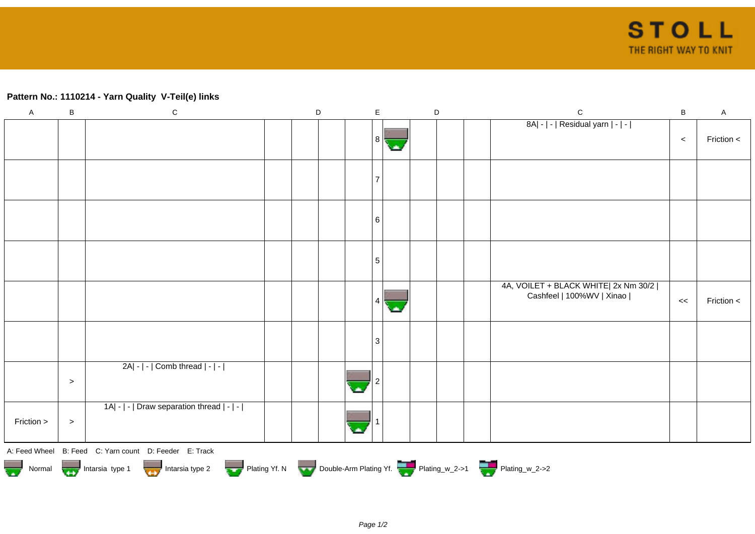**Pattern No.: 1110214 - Yarn Quality V-Teil(e) links**

| A | B | C | D | D | D | D | E | D | D | D | D | C | B | A |
|---|---|---|---|---|---|---|---|---|---|---|---|---|---|---|
| | | | | | | | 8 | | | | | 8A\| - \| - \| Residual yarn \| - \| - \| | < | Friction < |
| | | | | | | | 7 | | | | | | | |
| | | | | | | | 6 | | | | | | | |
| | | | | | | | 5 | | | | | | | |
| | | | | | | | 4 | | | | | 4A, VOILET + BLACK WHITE\| 2x Nm 30/2 \| Cashfeel \| 100%WV \| Xinao \| | << | Friction < |
| | | | | | | | 3 | | | | | | | |
| | > | 2A\| - \| - \| Comb thread \| - \| - \| | | | | | 2 | | | | | | | |
| Friction > | > | 1A\| - \| - \| Draw separation thread \| - \| - \| | | | | | 1 | | | | | | | |

A: Feed Wheel B: Feed C: Yarn count D: Feeder E: Track

Normal | Intarsia type 1 | Intarsia type 2 | Plating Yf. N | Double-Arm Plating Yf. | Plating_w_2->1 | Plating_w_2->2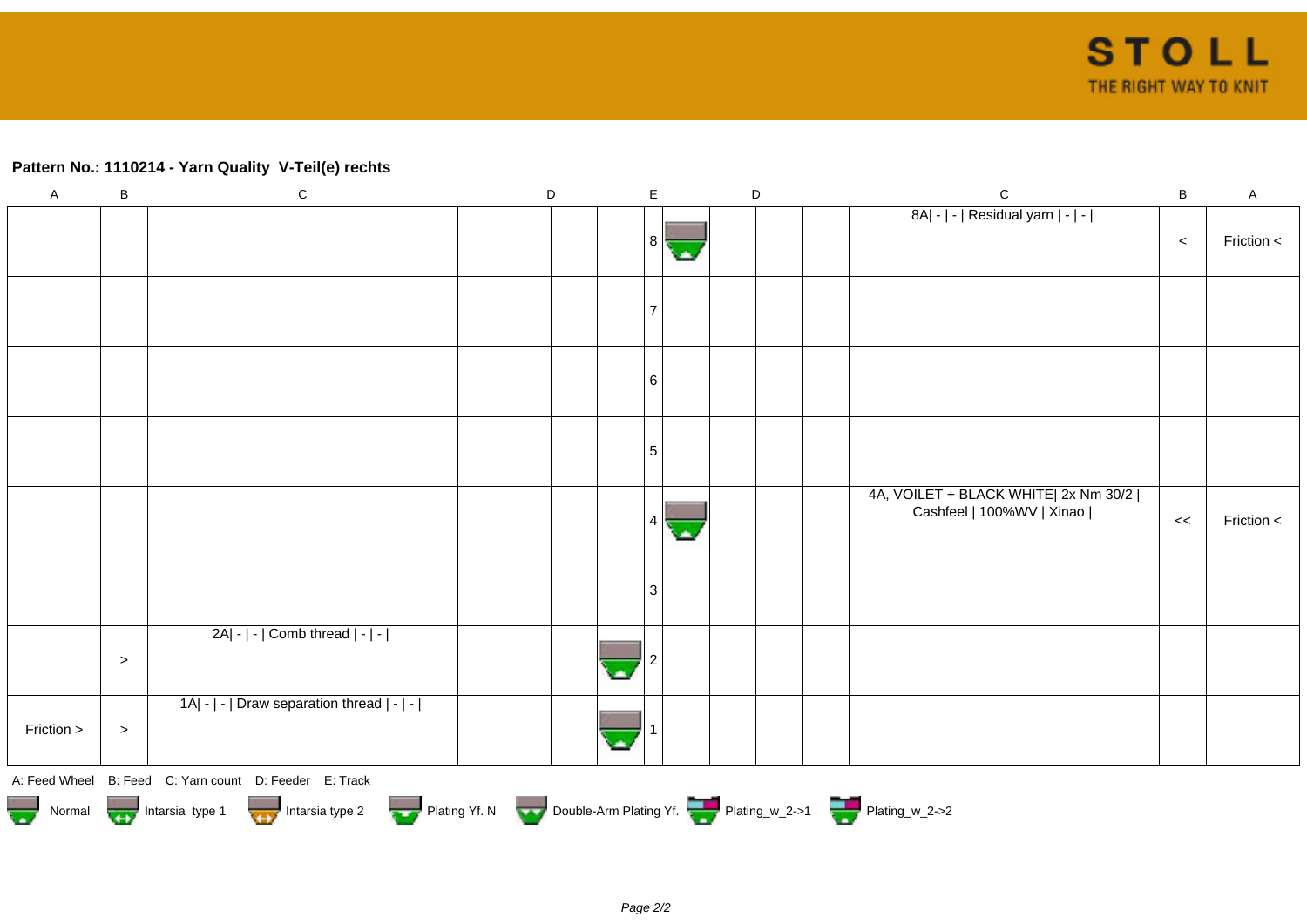**Pattern No.: 1110214 - Yarn Quality  V-Teil(e) rechts**

| A | B | C | D | | | | E | | D | | | | C | B | A |
|---|---|---|---|---|---|---|---|---|---|---|---|---|---|---|---|
| | | | | | | | 8 | | | | | | 8A\| - \| - \| Residual yarn \| - \| - \| | < | Friction < |
| | | | | | | | 7 | | | | | | | | |
| | | | | | | | 6 | | | | | | | | |
| | | | | | | | 5 | | | | | | | | |
| | | | | | | | 4 | | | | | | 4A, VOILET + BLACK WHITE\| 2x Nm 30/2 \| Cashfeel \| 100%WV \| Xinao \| | << | Friction < |
| | | | | | | | 3 | | | | | | | | |
| | > | 2A\| - \| - \| Comb thread \| - \| - \| | | | | | 2 | | | | | | | | |
| Friction > | > | 1A\| - \| - \| Draw separation thread \| - \| - \| | | | | | 1 | | | | | | | | |

A: Feed Wheel B: Feed C: Yarn count D: Feeder E: Track

Normal  Intarsia type 1  Intarsia type 2  Plating Yf. N  Double-Arm Plating Yf.  Plating_w_2->1  Plating_w_2->2